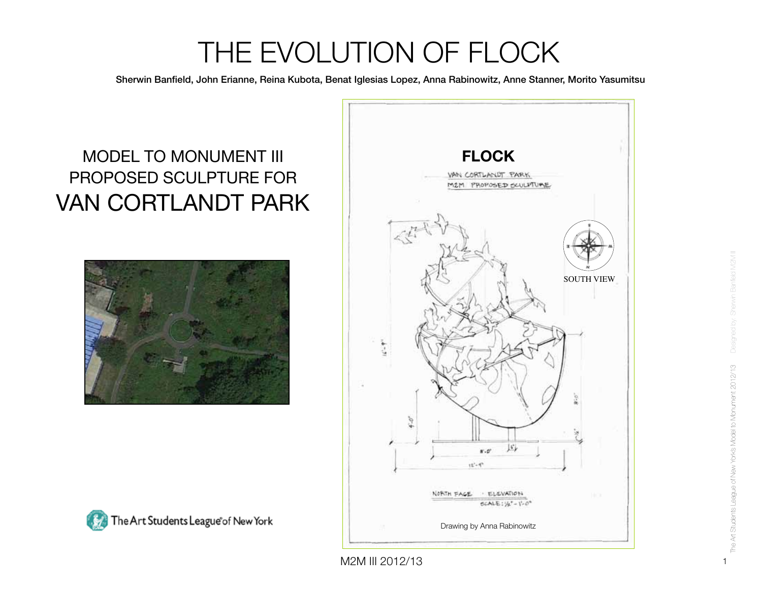# THE EVOLUTION OF FLOCK

**Sherwin Banfield, John Erianne, Reina Kubota, Benat Iglesias Lopez, Anna Rabinowitz, Anne Stanner, Morito Yasumitsu**

## MODEL TO MONUMENT III
## PROPOSED SCULPTURE FOR
# VAN CORTLANDT PARK

The Art Students League of New York

**FLOCK**

VAN CORTLANDT PARK
M2M PROPOSED SCULPTURE

SOUTH VIEW

NORTH FACE · ELEVATION
SCALE: 1/2" = 1'-0"

Drawing by Anna Rabinowitz

M2M III 2012/13

The Art Students League of New York's Model to Monument 2012/13 Designed by: Sherwin Banfield M2M II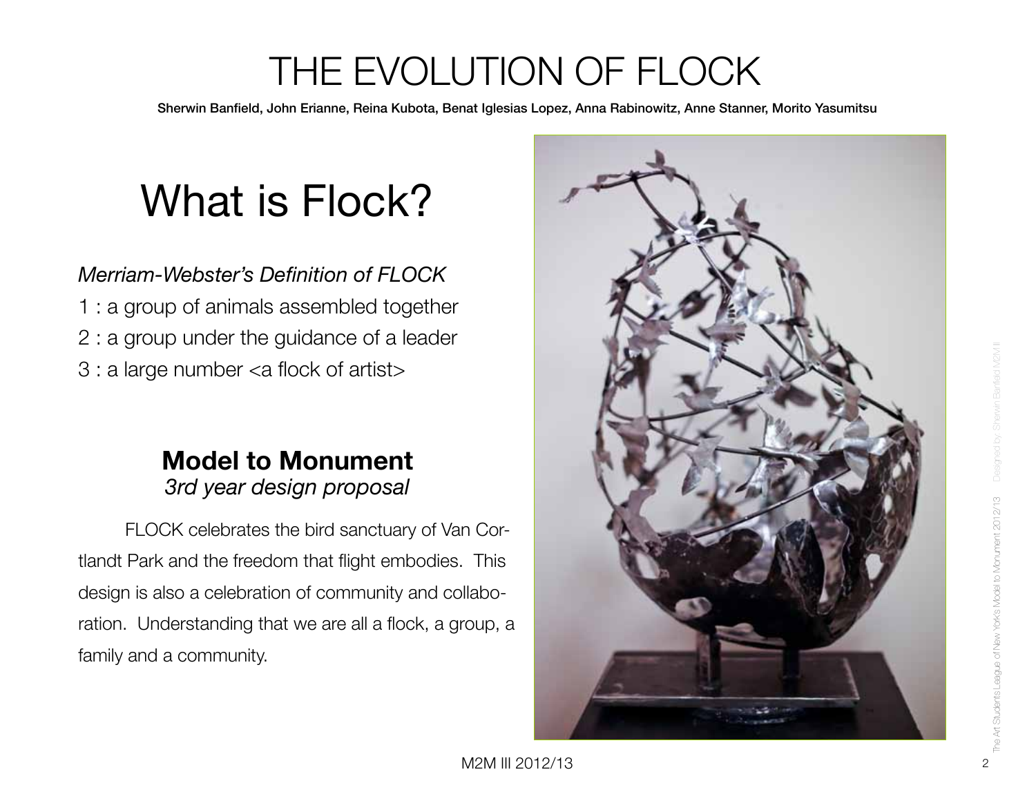# THE EVOLUTION OF FLOCK

**Sherwin Banfield, John Erianne, Reina Kubota, Benat Iglesias Lopez, Anna Rabinowitz, Anne Stanner, Morito Yasumitsu**

## What is Flock?

*Merriam-Webster's Definition of FLOCK*

1 : a group of animals assembled together
2 : a group under the guidance of a leader
3 : a large number <a flock of artist>

### Model to Monument

*3rd year design proposal*

FLOCK celebrates the bird sanctuary of Van Cortlandt Park and the freedom that flight embodies. This design is also a celebration of community and collaboration. Understanding that we are all a flock, a group, a family and a community.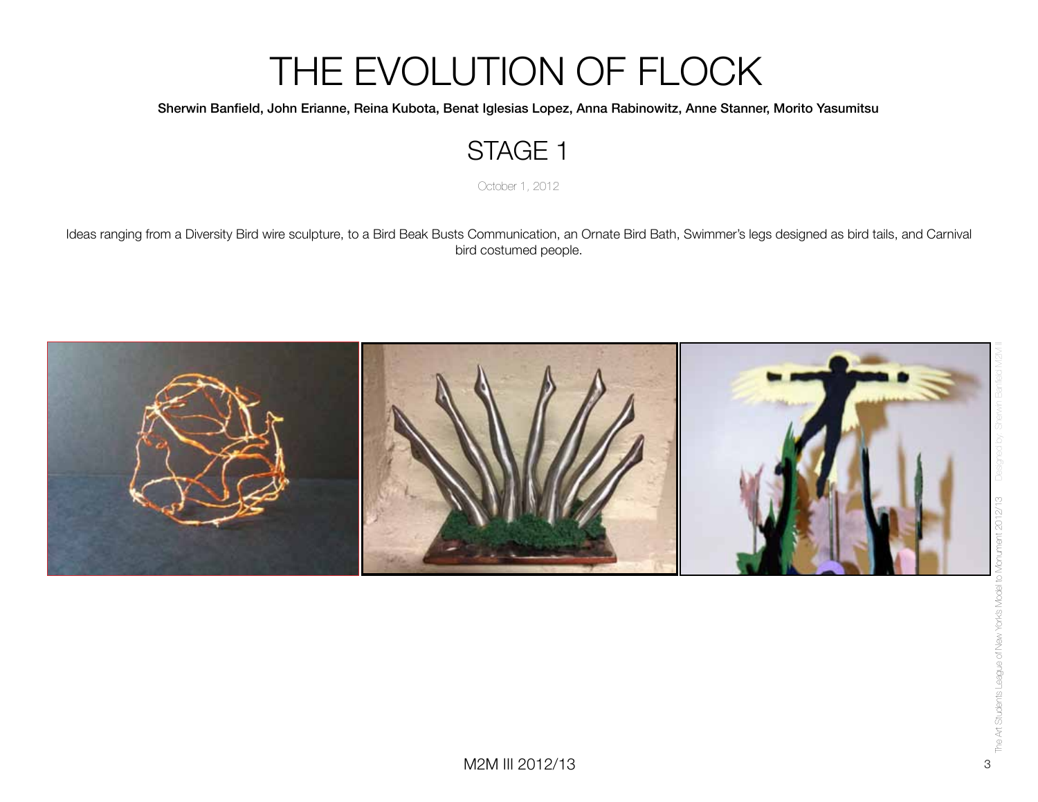# THE EVOLUTION OF FLOCK

**Sherwin Banfield, John Erianne, Reina Kubota, Benat Iglesias Lopez, Anna Rabinowitz, Anne Stanner, Morito Yasumitsu**

## STAGE 1

October 1, 2012

Ideas ranging from a Diversity Bird wire sculpture, to a Bird Beak Busts Communication, an Ornate Bird Bath, Swimmer's legs designed as bird tails, and Carnival bird costumed people.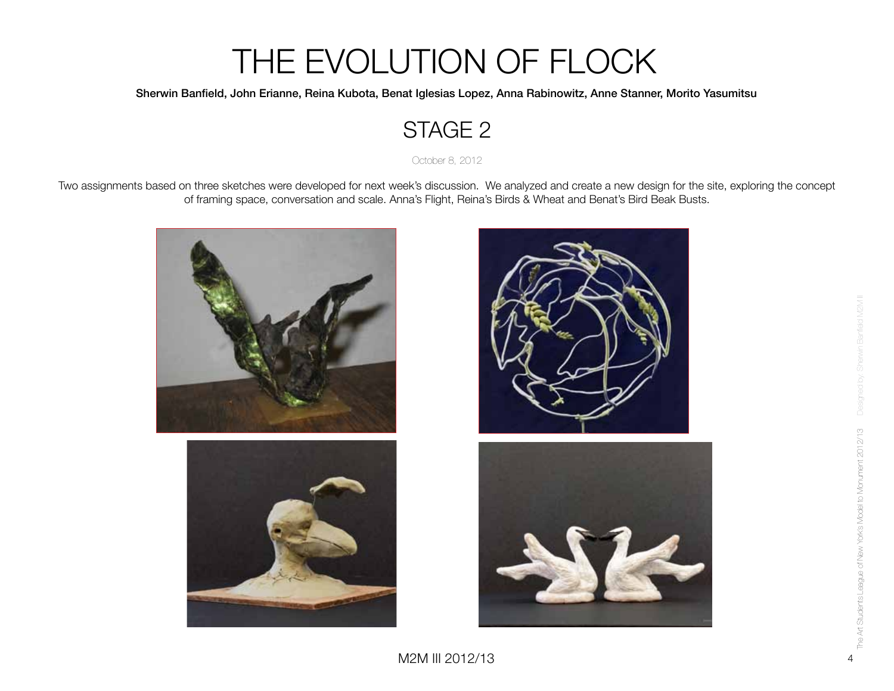# THE EVOLUTION OF FLOCK

**Sherwin Banfield, John Erianne, Reina Kubota, Benat Iglesias Lopez, Anna Rabinowitz, Anne Stanner, Morito Yasumitsu**

## STAGE 2

October 8, 2012

Two assignments based on three sketches were developed for next week's discussion. We analyzed and create a new design for the site, exploring the concept of framing space, conversation and scale. Anna's Flight, Reina's Birds & Wheat and Benat's Bird Beak Busts.

M2M III 2012/13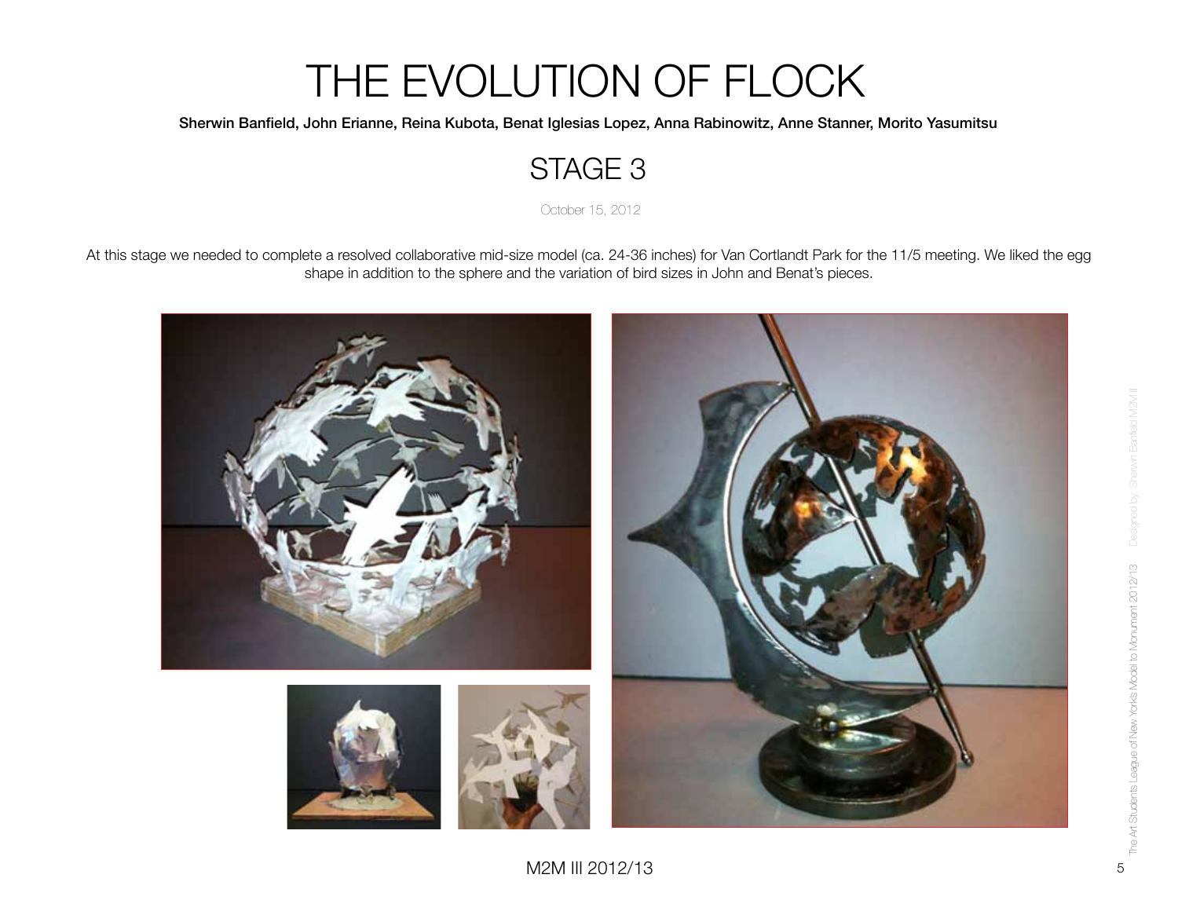# THE EVOLUTION OF FLOCK

**Sherwin Banfield, John Erianne, Reina Kubota, Benat Iglesias Lopez, Anna Rabinowitz, Anne Stanner, Morito Yasumitsu**

## STAGE 3

October 15, 2012

At this stage we needed to complete a resolved collaborative mid-size model (ca. 24-36 inches) for Van Cortlandt Park for the 11/5 meeting. We liked the egg shape in addition to the sphere and the variation of bird sizes in John and Benat's pieces.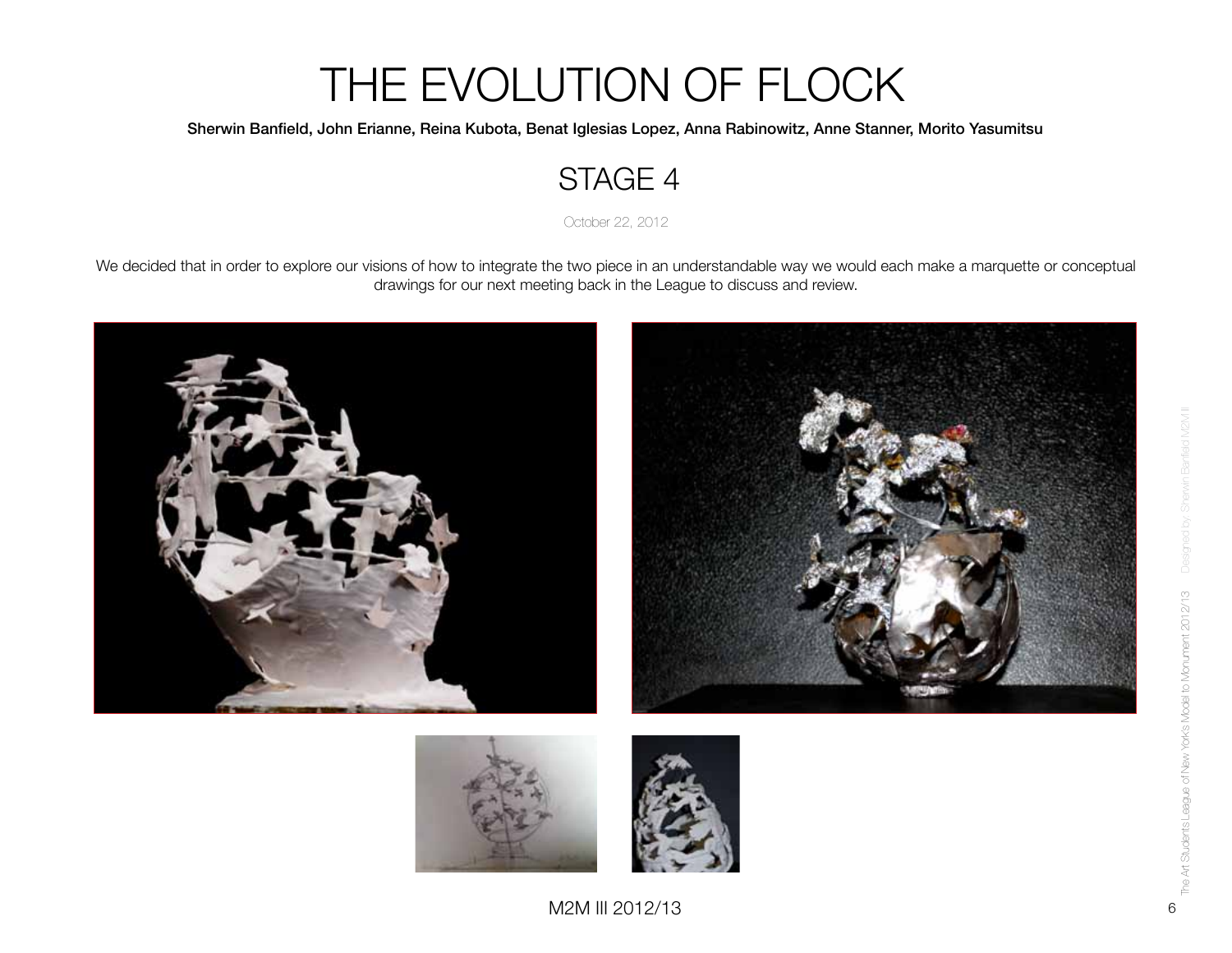# THE EVOLUTION OF FLOCK

**Sherwin Banfield, John Erianne, Reina Kubota, Benat Iglesias Lopez, Anna Rabinowitz, Anne Stanner, Morito Yasumitsu**

## STAGE 4

October 22, 2012

We decided that in order to explore our visions of how to integrate the two piece in an understandable way we would each make a marquette or conceptual drawings for our next meeting back in the League to discuss and review.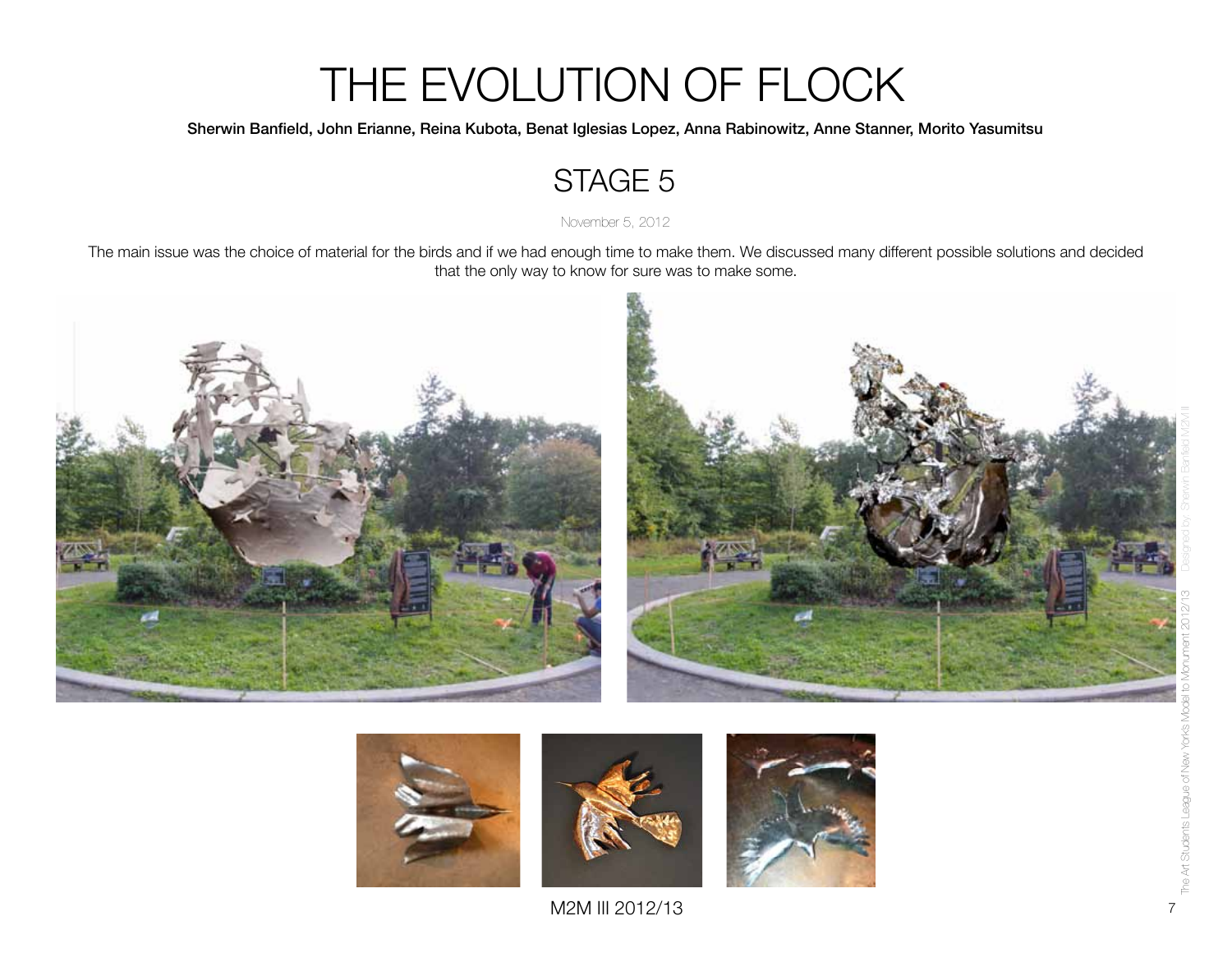# THE EVOLUTION OF FLOCK

**Sherwin Banfield, John Erianne, Reina Kubota, Benat Iglesias Lopez, Anna Rabinowitz, Anne Stanner, Morito Yasumitsu**

## STAGE 5

November 5, 2012

The main issue was the choice of material for the birds and if we had enough time to make them. We discussed many different possible solutions and decided that the only way to know for sure was to make some.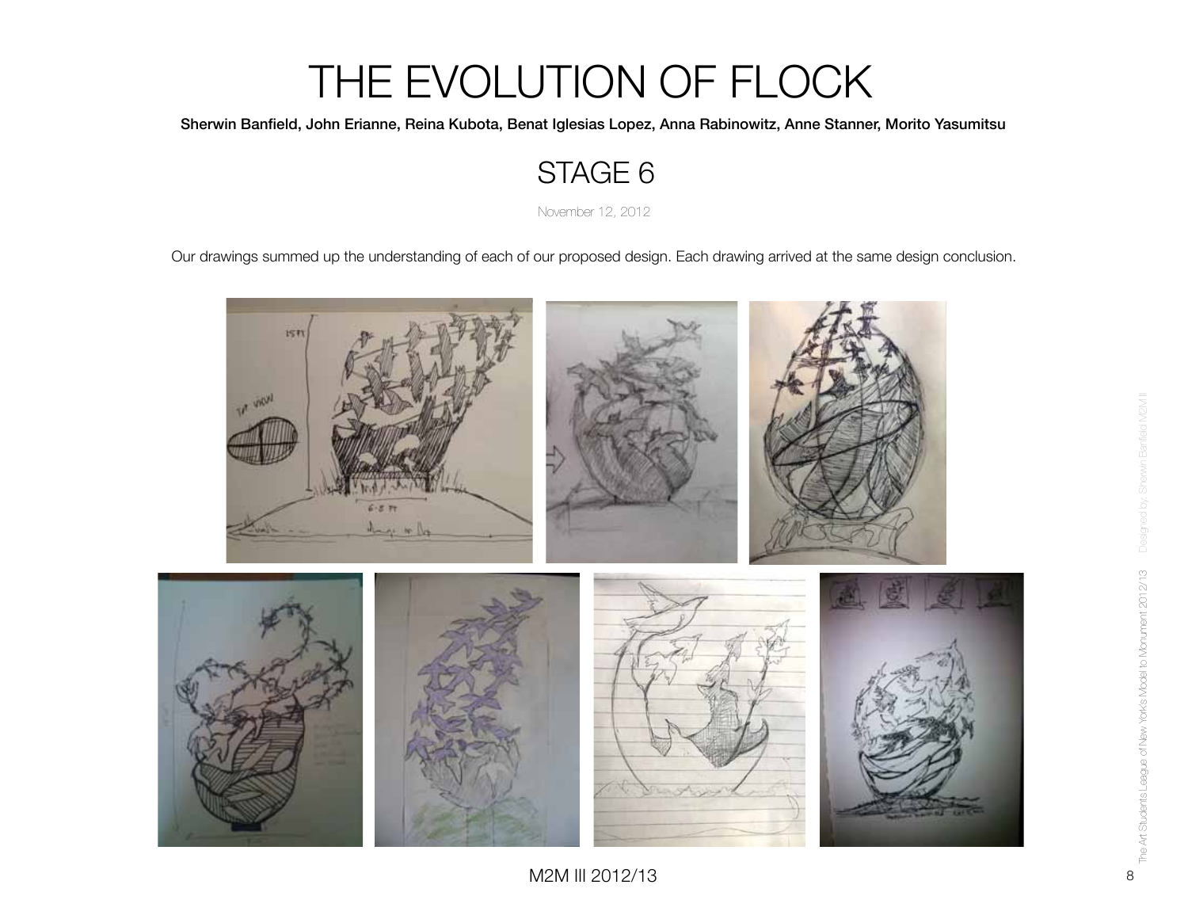# THE EVOLUTION OF FLOCK

**Sherwin Banfield, John Erianne, Reina Kubota, Benat Iglesias Lopez, Anna Rabinowitz, Anne Stanner, Morito Yasumitsu**

## STAGE 6

November 12, 2012

Our drawings summed up the understanding of each of our proposed design. Each drawing arrived at the same design conclusion.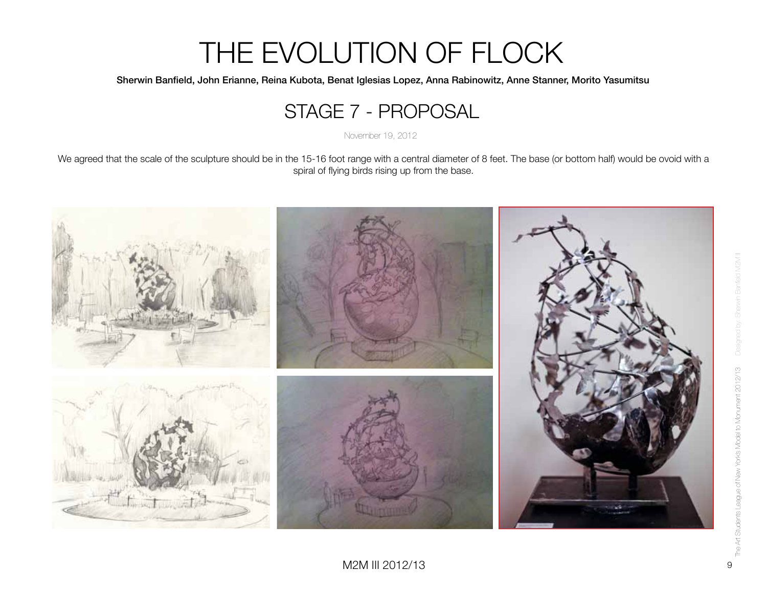# THE EVOLUTION OF FLOCK

**Sherwin Banfield, John Erianne, Reina Kubota, Benat Iglesias Lopez, Anna Rabinowitz, Anne Stanner, Morito Yasumitsu**

## STAGE 7 - PROPOSAL

November 19, 2012

We agreed that the scale of the sculpture should be in the 15-16 foot range with a central diameter of 8 feet. The base (or bottom half) would be ovoid with a spiral of flying birds rising up from the base.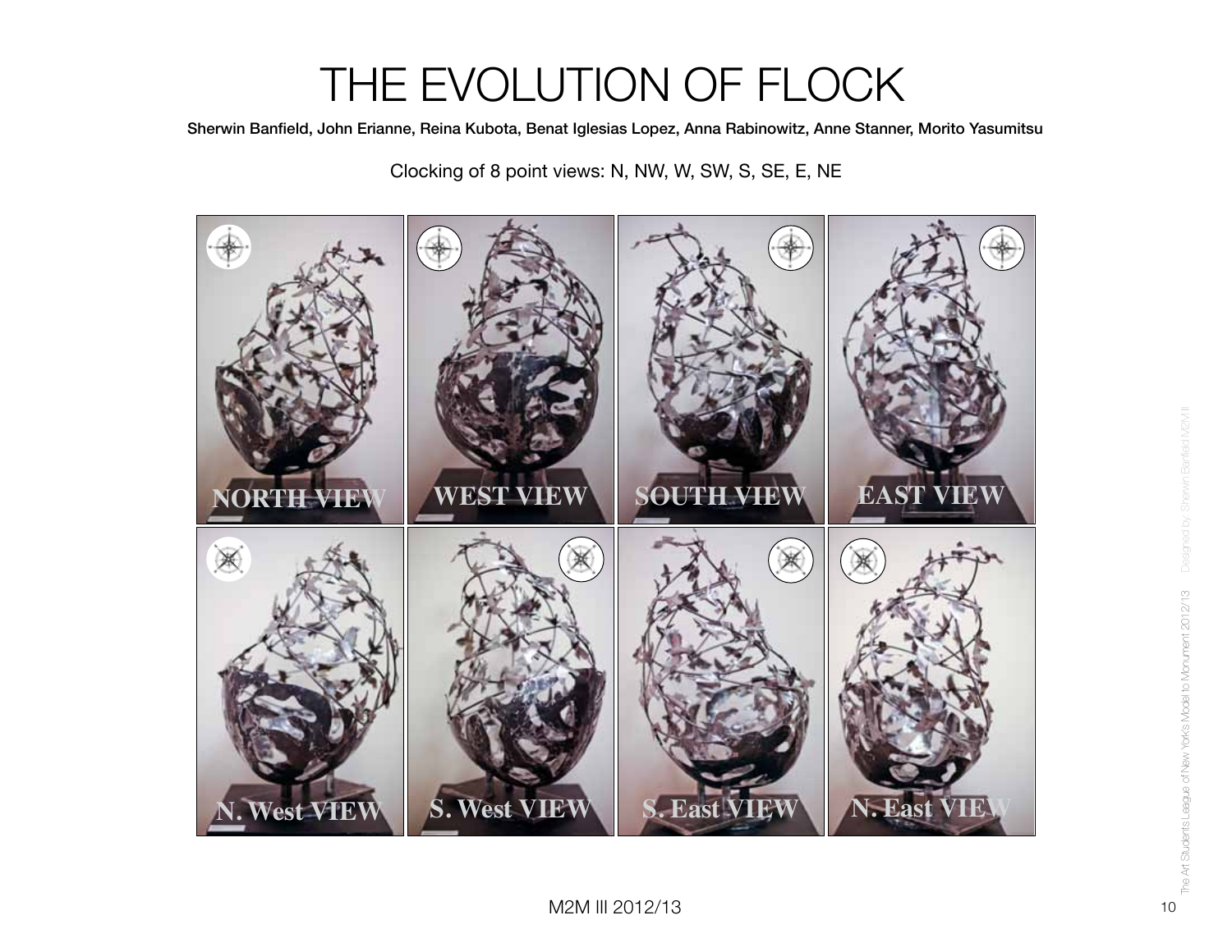# THE EVOLUTION OF FLOCK

**Sherwin Banfield, John Erianne, Reina Kubota, Benat Iglesias Lopez, Anna Rabinowitz, Anne Stanner, Morito Yasumitsu**

Clocking of 8 point views: N, NW, W, SW, S, SE, E, NE

NORTH VIEW

WEST VIEW

SOUTH VIEW

EAST VIEW

N. West VIEW

S. West VIEW

S. East VIEW

N. East VIEW

M2M III 2012/13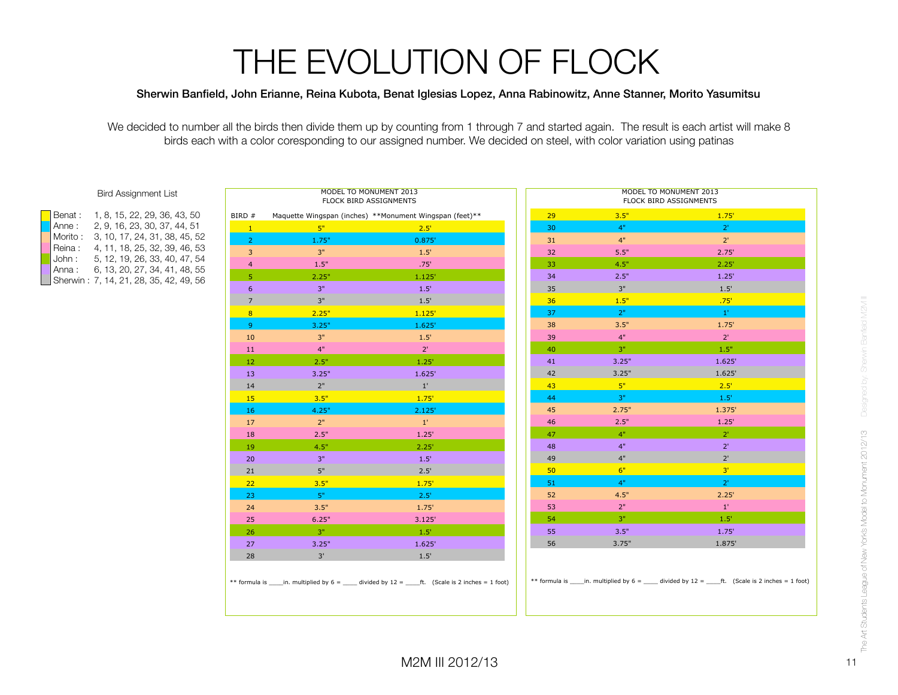# THE EVOLUTION OF FLOCK

**Sherwin Banfield, John Erianne, Reina Kubota, Benat Iglesias Lopez, Anna Rabinowitz, Anne Stanner, Morito Yasumitsu**

We decided to number all the birds then divide them up by counting from 1 through 7 and started again. The result is each artist will make 8 birds each with a color coresponding to our assigned number. We decided on steel, with color variation using patinas

Bird Assignment List

| Artist | Birds |
|---|---|
| Benat : | 1, 8, 15, 22, 29, 36, 43, 50 |
| Anne : | 2, 9, 16, 23, 30, 37, 44, 51 |
| Morito : | 3, 10, 17, 24, 31, 38, 45, 52 |
| Reina : | 4, 11, 18, 25, 32, 39, 46, 53 |
| John : | 5, 12, 19, 26, 33, 40, 47, 54 |
| Anna : | 6, 13, 20, 27, 34, 41, 48, 55 |
| Sherwin : | 7, 14, 21, 28, 35, 42, 49, 56 |

MODEL TO MONUMENT 2013
FLOCK BIRD ASSIGNMENTS

| BIRD # | Maquette Wingspan (inches) | **Monument Wingspan (feet)** |
|---|---|---|
| 1 | 5" | 2.5' |
| 2 | 1.75" | 0.875' |
| 3 | 3" | 1.5' |
| 4 | 1.5" | .75' |
| 5 | 2.25" | 1.125' |
| 6 | 3" | 1.5' |
| 7 | 3" | 1.5' |
| 8 | 2.25" | 1.125' |
| 9 | 3.25" | 1.625' |
| 10 | 3" | 1.5' |
| 11 | 4" | 2' |
| 12 | 2.5" | 1.25' |
| 13 | 3.25" | 1.625' |
| 14 | 2" | 1' |
| 15 | 3.5" | 1.75' |
| 16 | 4.25" | 2.125' |
| 17 | 2" | 1' |
| 18 | 2.5" | 1.25' |
| 19 | 4.5" | 2.25' |
| 20 | 3" | 1.5' |
| 21 | 5" | 2.5' |
| 22 | 3.5" | 1.75' |
| 23 | 5" | 2.5' |
| 24 | 3.5" | 1.75' |
| 25 | 6.25" | 3.125' |
| 26 | 3" | 1.5' |
| 27 | 3.25" | 1.625' |
| 28 | 3' | 1.5' |

** formula is ____in. multiplied by 6 = ____ divided by 12 = ____ft. (Scale is 2 inches = 1 foot)

MODEL TO MONUMENT 2013
FLOCK BIRD ASSIGNMENTS

| BIRD # | Maquette Wingspan (inches) | **Monument Wingspan (feet)** |
|---|---|---|
| 29 | 3.5" | 1.75' |
| 30 | 4" | 2' |
| 31 | 4" | 2' |
| 32 | 5.5" | 2.75' |
| 33 | 4.5" | 2.25' |
| 34 | 2.5" | 1.25' |
| 35 | 3" | 1.5' |
| 36 | 1.5" | .75' |
| 37 | 2" | 1' |
| 38 | 3.5" | 1.75' |
| 39 | 4" | 2' |
| 40 | 3" | 1.5" |
| 41 | 3.25" | 1.625' |
| 42 | 3.25" | 1.625' |
| 43 | 5" | 2.5' |
| 44 | 3" | 1.5' |
| 45 | 2.75" | 1.375' |
| 46 | 2.5" | 1.25' |
| 47 | 4" | 2' |
| 48 | 4" | 2' |
| 49 | 4" | 2' |
| 50 | 6" | 3' |
| 51 | 4" | 2' |
| 52 | 4.5" | 2.25' |
| 53 | 2" | 1' |
| 54 | 3" | 1.5' |
| 55 | 3.5" | 1.75' |
| 56 | 3.75" | 1.875' |

** formula is ____in. multiplied by 6 = ____ divided by 12 = ____ft. (Scale is 2 inches = 1 foot)

M2M III 2012/13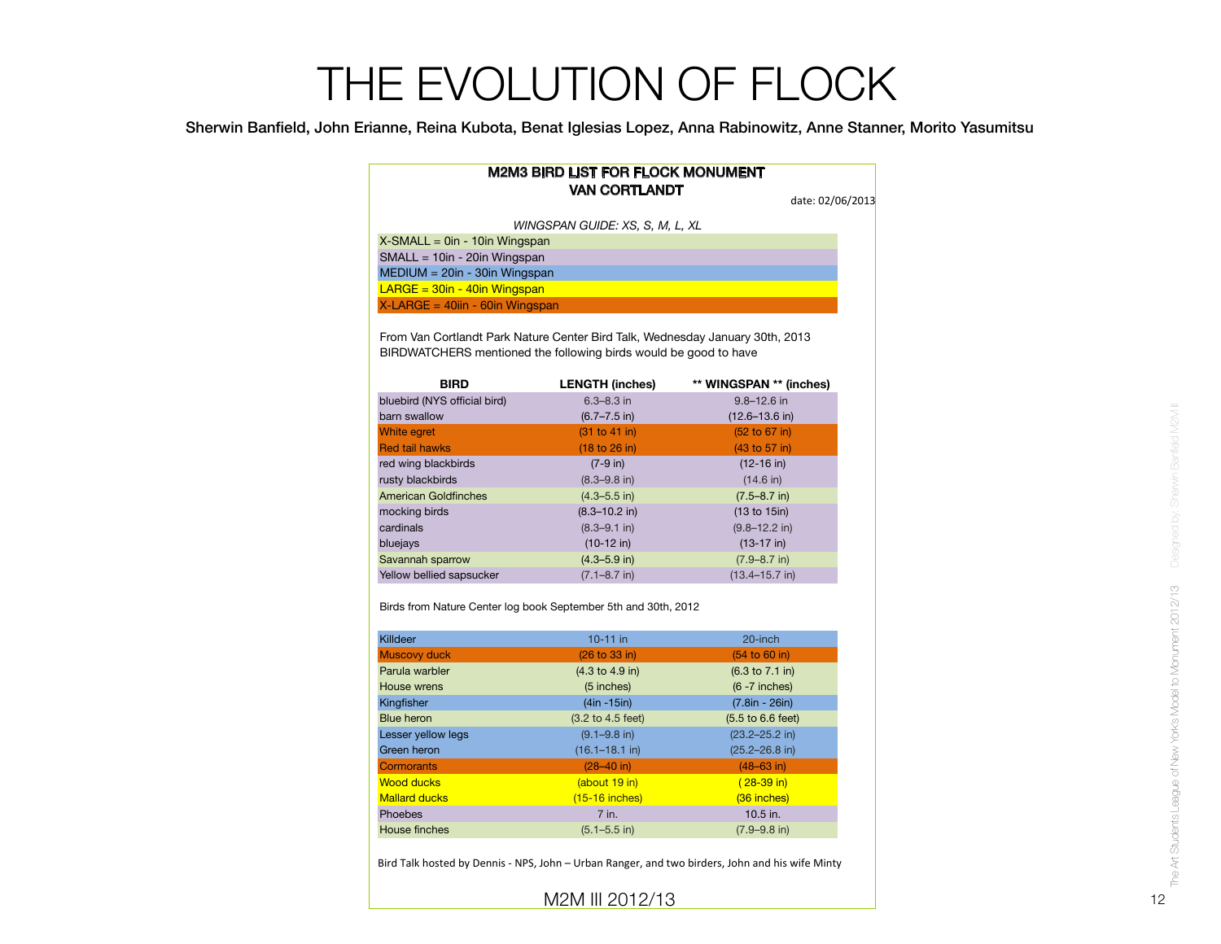# THE EVOLUTION OF FLOCK

**Sherwin Banfield, John Erianne, Reina Kubota, Benat Iglesias Lopez, Anna Rabinowitz, Anne Stanner, Morito Yasumitsu**

**M2M3 BIRD LIST FOR FLOCK MONUMENT**
**VAN CORTLANDT**

date: 02/06/2013

*WINGSPAN GUIDE: XS, S, M, L, XL*

- X-SMALL = 0in - 10in Wingspan
- SMALL = 10in - 20in Wingspan
- MEDIUM = 20in - 30in Wingspan
- LARGE = 30in - 40in Wingspan
- X-LARGE = 40iin - 60in Wingspan

From Van Cortlandt Park Nature Center Bird Talk, Wednesday January 30th, 2013
BIRDWATCHERS mentioned the following birds would be good to have

| BIRD | LENGTH (inches) | ** WINGSPAN ** (inches) |
|---|---|---|
| bluebird (NYS official bird) | 6.3–8.3 in | 9.8–12.6 in |
| barn swallow | (6.7–7.5 in) | (12.6–13.6 in) |
| White egret | (31 to 41 in) | (52 to 67 in) |
| Red tail hawks | (18 to 26 in) | (43 to 57 in) |
| red wing blackbirds | (7-9 in) | (12-16 in) |
| rusty blackbirds | (8.3–9.8 in) | (14.6 in) |
| American Goldfinches | (4.3–5.5 in) | (7.5–8.7 in) |
| mocking birds | (8.3–10.2 in) | (13 to 15in) |
| cardinals | (8.3–9.1 in) | (9.8–12.2 in) |
| bluejays | (10-12 in) | (13-17 in) |
| Savannah sparrow | (4.3–5.9 in) | (7.9–8.7 in) |
| Yellow bellied sapsucker | (7.1–8.7 in) | (13.4–15.7 in) |

Birds from Nature Center log book September 5th and 30th, 2012

| BIRD | LENGTH (inches) | WINGSPAN (inches) |
|---|---|---|
| Killdeer | 10-11 in | 20-inch |
| Muscovy duck | (26 to 33 in) | (54 to 60 in) |
| Parula warbler | (4.3 to 4.9 in) | (6.3 to 7.1 in) |
| House wrens | (5 inches) | (6 -7 inches) |
| Kingfisher | (4in -15in) | (7.8in - 26in) |
| Blue heron | (3.2 to 4.5 feet) | (5.5 to 6.6 feet) |
| Lesser yellow legs | (9.1–9.8 in) | (23.2–25.2 in) |
| Green heron | (16.1–18.1 in) | (25.2–26.8 in) |
| Cormorants | (28–40 in) | (48–63 in) |
| Wood ducks | (about 19 in) | ( 28-39 in) |
| Mallard ducks | (15-16 inches) | (36 inches) |
| Phoebes | 7 in. | 10.5 in. |
| House finches | (5.1–5.5 in) | (7.9–9.8 in) |

Bird Talk hosted by Dennis - NPS, John – Urban Ranger, and two birders, John and his wife Minty

M2M III 2012/13

The Art Students League of New York's Model to Monument 2012/13 Designed by: Sherwin Banfield M2M II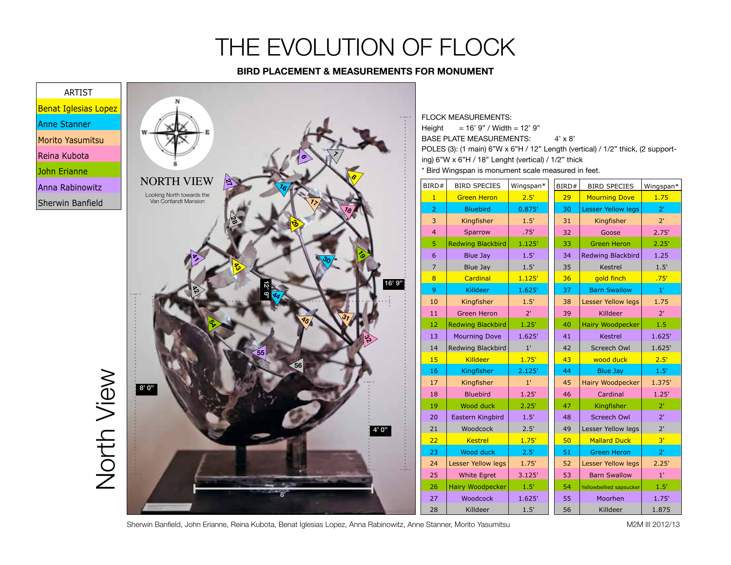# THE EVOLUTION OF FLOCK

**BIRD PLACEMENT & MEASUREMENTS FOR MONUMENT**

| ARTIST |
|---|
| Benat Iglesias Lopez |
| Anne Stanner |
| Morito Yasumitsu |
| Reina Kubota |
| John Erianne |
| Anna Rabinowitz |
| Sherwin Banfield |

NORTH VIEW

Looking North towards the Van Cortlandt Mansion

North View

FLOCK MEASUREMENTS:

Height = 16' 9" / Width = 12' 9"

BASE PLATE MEASUREMENTS: 4' x 8'

POLES (3): (1 main) 6"W x 6"H / 12" Length (vertical) / 1/2" thick, (2 supporting) 6"W x 6"H / 18" Lenght (vertical) / 1/2" thick

* Bird Wingspan is monument scale measured in feet.

| BIRD# | BIRD SPECIES | Wingspan* |
|---|---|---|
| 1 | Green Heron | 2.5' |
| 2 | Bluebird | 0.875' |
| 3 | Kingfisher | 1.5' |
| 4 | Sparrow | .75' |
| 5 | Redwing Blackbird | 1.125' |
| 6 | Blue Jay | 1.5' |
| 7 | Blue Jay | 1.5' |
| 8 | Cardinal | 1.125' |
| 9 | Killdeer | 1.625' |
| 10 | Kingfisher | 1.5' |
| 11 | Green Heron | 2' |
| 12 | Redwing Blackbird | 1.25' |
| 13 | Mourning Dove | 1.625' |
| 14 | Redwing Blackbird | 1' |
| 15 | Killdeer | 1.75' |
| 16 | Kingfisher | 2.125' |
| 17 | Kingfisher | 1' |
| 18 | Bluebird | 1.25' |
| 19 | Wood duck | 2.25' |
| 20 | Eastern Kingbird | 1.5' |
| 21 | Woodcock | 2.5' |
| 22 | Kestrel | 1.75' |
| 23 | Wood duck | 2.5' |
| 24 | Lesser Yellow legs | 1.75' |
| 25 | White Egret | 3.125' |
| 26 | Hairy Woodpecker | 1.5' |
| 27 | Woodcock | 1.625' |
| 28 | Killdeer | 1.5' |

| BIRD# | BIRD SPECIES | Wingspan* |
|---|---|---|
| 29 | Mourning Dove | 1.75 |
| 30 | Lesser Yellow legs | 2' |
| 31 | Kingfisher | 2' |
| 32 | Goose | 2.75' |
| 33 | Green Heron | 2.25' |
| 34 | Redwing Blackbird | 1.25 |
| 35 | Kestrel | 1.5' |
| 36 | gold finch | .75' |
| 37 | Barn Swallow | 1' |
| 38 | Lesser Yellow legs | 1.75 |
| 39 | Killdeer | 2' |
| 40 | Hairy Woodpecker | 1.5 |
| 41 | Kestrel | 1.625' |
| 42 | Screech Owl | 1.625' |
| 43 | wood duck | 2.5' |
| 44 | Blue Jay | 1.5' |
| 45 | Hairy Woodpecker | 1.375' |
| 46 | Cardinal | 1.25' |
| 47 | Kingfisher | 2' |
| 48 | Screech Owl | 2' |
| 49 | Lesser Yellow legs | 2' |
| 50 | Mallard Duck | 3' |
| 51 | Green Heron | 2' |
| 52 | Lesser Yellow legs | 2.25' |
| 53 | Barn Swallow | 1' |
| 54 | Yellowbellied sapsucker | 1.5' |
| 55 | Moorhen | 1.75' |
| 56 | Killdeer | 1.875 |

Sherwin Banfield, John Erianne, Reina Kubota, Benat Iglesias Lopez, Anna Rabinowitz, Anne Stanner, Morito Yasumitsu

M2M III 2012/13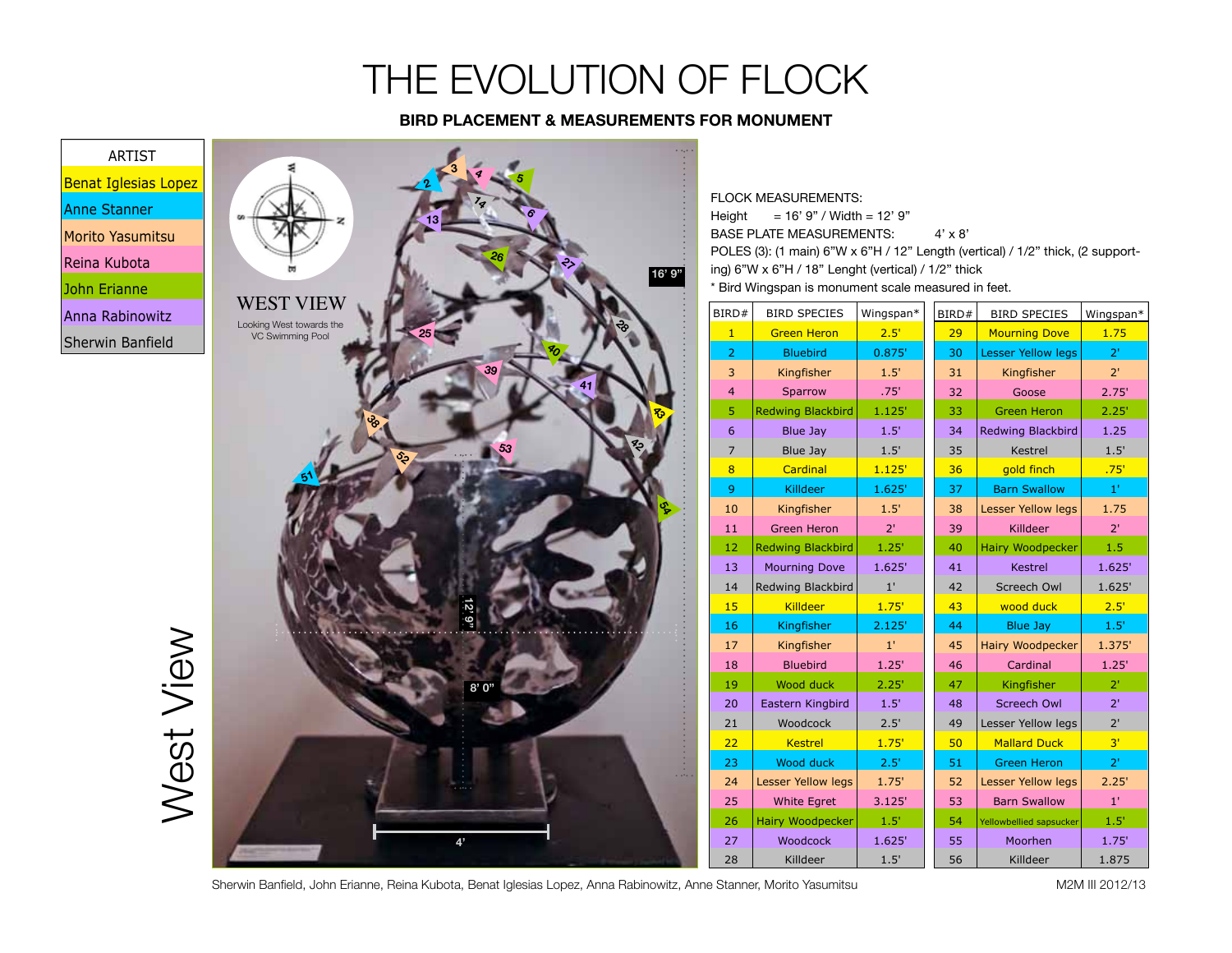# THE EVOLUTION OF FLOCK

**BIRD PLACEMENT & MEASUREMENTS FOR MONUMENT**

| ARTIST |
|---|
| Benat Iglesias Lopez |
| Anne Stanner |
| Morito Yasumitsu |
| Reina Kubota |
| John Erianne |
| Anna Rabinowitz |
| Sherwin Banfield |

West View

WEST VIEW

Looking West towards the VC Swimming Pool

FLOCK MEASUREMENTS:
Height = 16' 9" / Width = 12' 9"
BASE PLATE MEASUREMENTS: 4' x 8'
POLES (3): (1 main) 6"W x 6"H / 12" Length (vertical) / 1/2" thick, (2 supporting) 6"W x 6"H / 18" Lenght (vertical) / 1/2" thick
* Bird Wingspan is monument scale measured in feet.

| BIRD# | BIRD SPECIES | Wingspan* |
|---|---|---|
| 1 | Green Heron | 2.5' |
| 2 | Bluebird | 0.875' |
| 3 | Kingfisher | 1.5' |
| 4 | Sparrow | .75' |
| 5 | Redwing Blackbird | 1.125' |
| 6 | Blue Jay | 1.5' |
| 7 | Blue Jay | 1.5' |
| 8 | Cardinal | 1.125' |
| 9 | Killdeer | 1.625' |
| 10 | Kingfisher | 1.5' |
| 11 | Green Heron | 2' |
| 12 | Redwing Blackbird | 1.25' |
| 13 | Mourning Dove | 1.625' |
| 14 | Redwing Blackbird | 1' |
| 15 | Killdeer | 1.75' |
| 16 | Kingfisher | 2.125' |
| 17 | Kingfisher | 1' |
| 18 | Bluebird | 1.25' |
| 19 | Wood duck | 2.25' |
| 20 | Eastern Kingbird | 1.5' |
| 21 | Woodcock | 2.5' |
| 22 | Kestrel | 1.75' |
| 23 | Wood duck | 2.5' |
| 24 | Lesser Yellow legs | 1.75' |
| 25 | White Egret | 3.125' |
| 26 | Hairy Woodpecker | 1.5' |
| 27 | Woodcock | 1.625' |
| 28 | Killdeer | 1.5' |

| BIRD# | BIRD SPECIES | Wingspan* |
|---|---|---|
| 29 | Mourning Dove | 1.75 |
| 30 | Lesser Yellow legs | 2' |
| 31 | Kingfisher | 2' |
| 32 | Goose | 2.75' |
| 33 | Green Heron | 2.25' |
| 34 | Redwing Blackbird | 1.25 |
| 35 | Kestrel | 1.5' |
| 36 | gold finch | .75' |
| 37 | Barn Swallow | 1' |
| 38 | Lesser Yellow legs | 1.75 |
| 39 | Killdeer | 2' |
| 40 | Hairy Woodpecker | 1.5 |
| 41 | Kestrel | 1.625' |
| 42 | Screech Owl | 1.625' |
| 43 | wood duck | 2.5' |
| 44 | Blue Jay | 1.5' |
| 45 | Hairy Woodpecker | 1.375' |
| 46 | Cardinal | 1.25' |
| 47 | Kingfisher | 2' |
| 48 | Screech Owl | 2' |
| 49 | Lesser Yellow legs | 2' |
| 50 | Mallard Duck | 3' |
| 51 | Green Heron | 2' |
| 52 | Lesser Yellow legs | 2.25' |
| 53 | Barn Swallow | 1' |
| 54 | Yellowbellied sapsucker | 1.5' |
| 55 | Moorhen | 1.75' |
| 56 | Killdeer | 1.875 |

Sherwin Banfield, John Erianne, Reina Kubota, Benat Iglesias Lopez, Anna Rabinowitz, Anne Stanner, Morito Yasumitsu

M2M III 2012/13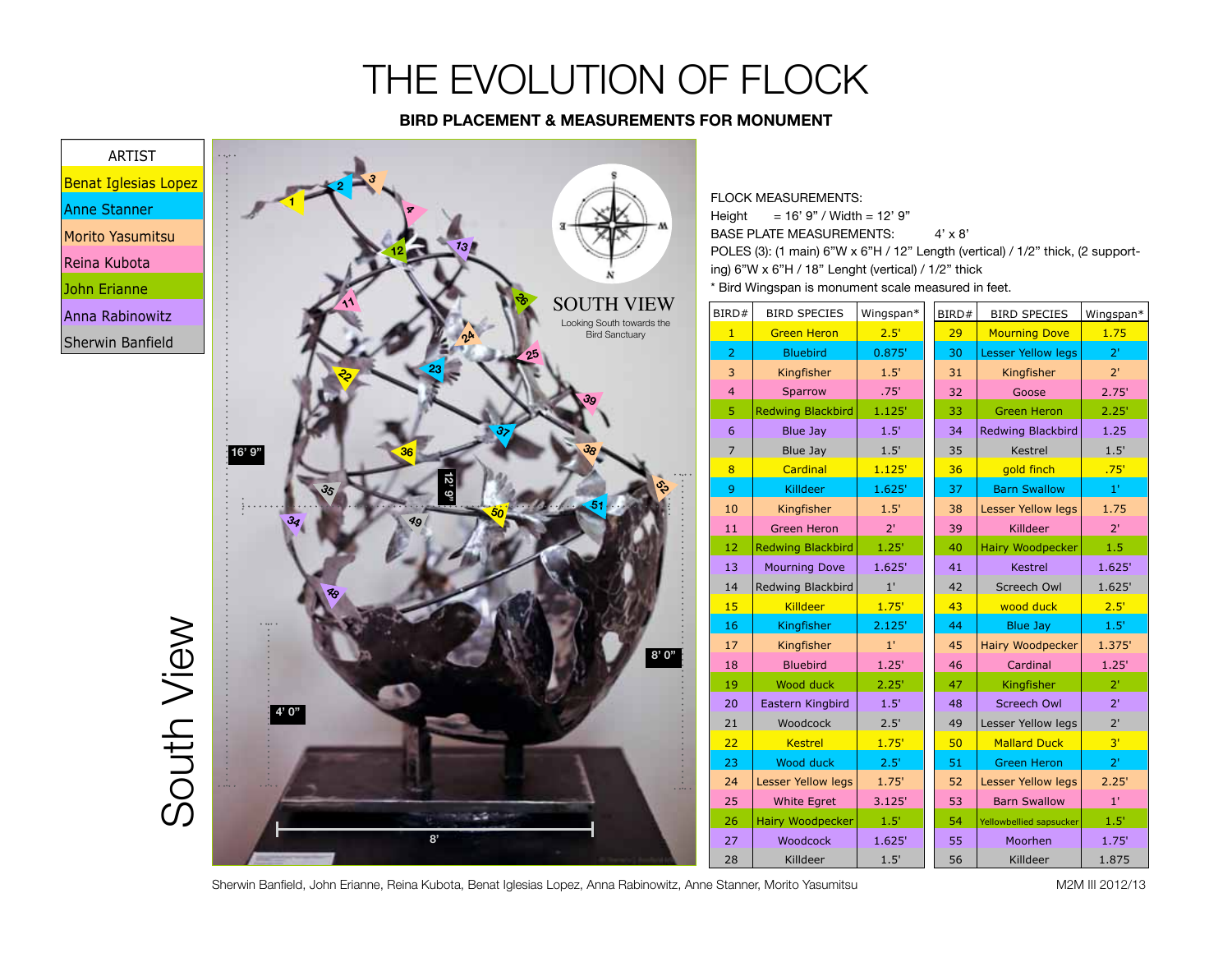# THE EVOLUTION OF FLOCK

**BIRD PLACEMENT & MEASUREMENTS FOR MONUMENT**

| ARTIST |
|---|
| Benat Iglesias Lopez |
| Anne Stanner |
| Morito Yasumitsu |
| Reina Kubota |
| John Erianne |
| Anna Rabinowitz |
| Sherwin Banfield |

South View

SOUTH VIEW

Looking South towards the Bird Sanctuary

16' 9"

12' 9"

8' 0"

4' 0"

8'

FLOCK MEASUREMENTS:
Height = 16' 9" / Width = 12' 9"
BASE PLATE MEASUREMENTS: 4' x 8'
POLES (3): (1 main) 6"W x 6"H / 12" Length (vertical) / 1/2" thick, (2 support-ing) 6"W x 6"H / 18" Lenght (vertical) / 1/2" thick
* Bird Wingspan is monument scale measured in feet.

| BIRD# | BIRD SPECIES | Wingspan* |
|---|---|---|
| 1 | Green Heron | 2.5' |
| 2 | Bluebird | 0.875' |
| 3 | Kingfisher | 1.5' |
| 4 | Sparrow | .75' |
| 5 | Redwing Blackbird | 1.125' |
| 6 | Blue Jay | 1.5' |
| 7 | Blue Jay | 1.5' |
| 8 | Cardinal | 1.125' |
| 9 | Killdeer | 1.625' |
| 10 | Kingfisher | 1.5' |
| 11 | Green Heron | 2' |
| 12 | Redwing Blackbird | 1.25' |
| 13 | Mourning Dove | 1.625' |
| 14 | Redwing Blackbird | 1' |
| 15 | Killdeer | 1.75' |
| 16 | Kingfisher | 2.125' |
| 17 | Kingfisher | 1' |
| 18 | Bluebird | 1.25' |
| 19 | Wood duck | 2.25' |
| 20 | Eastern Kingbird | 1.5' |
| 21 | Woodcock | 2.5' |
| 22 | Kestrel | 1.75' |
| 23 | Wood duck | 2.5' |
| 24 | Lesser Yellow legs | 1.75' |
| 25 | White Egret | 3.125' |
| 26 | Hairy Woodpecker | 1.5' |
| 27 | Woodcock | 1.625' |
| 28 | Killdeer | 1.5' |

| BIRD# | BIRD SPECIES | Wingspan* |
|---|---|---|
| 29 | Mourning Dove | 1.75 |
| 30 | Lesser Yellow legs | 2' |
| 31 | Kingfisher | 2' |
| 32 | Goose | 2.75' |
| 33 | Green Heron | 2.25' |
| 34 | Redwing Blackbird | 1.25 |
| 35 | Kestrel | 1.5' |
| 36 | gold finch | .75' |
| 37 | Barn Swallow | 1' |
| 38 | Lesser Yellow legs | 1.75 |
| 39 | Killdeer | 2' |
| 40 | Hairy Woodpecker | 1.5 |
| 41 | Kestrel | 1.625' |
| 42 | Screech Owl | 1.625' |
| 43 | wood duck | 2.5' |
| 44 | Blue Jay | 1.5' |
| 45 | Hairy Woodpecker | 1.375' |
| 46 | Cardinal | 1.25' |
| 47 | Kingfisher | 2' |
| 48 | Screech Owl | 2' |
| 49 | Lesser Yellow legs | 2' |
| 50 | Mallard Duck | 3' |
| 51 | Green Heron | 2' |
| 52 | Lesser Yellow legs | 2.25' |
| 53 | Barn Swallow | 1' |
| 54 | Yellowbellied sapsucker | 1.5' |
| 55 | Moorhen | 1.75' |
| 56 | Killdeer | 1.875 |

Sherwin Banfield, John Erianne, Reina Kubota, Benat Iglesias Lopez, Anna Rabinowitz, Anne Stanner, Morito Yasumitsu

M2M III 2012/13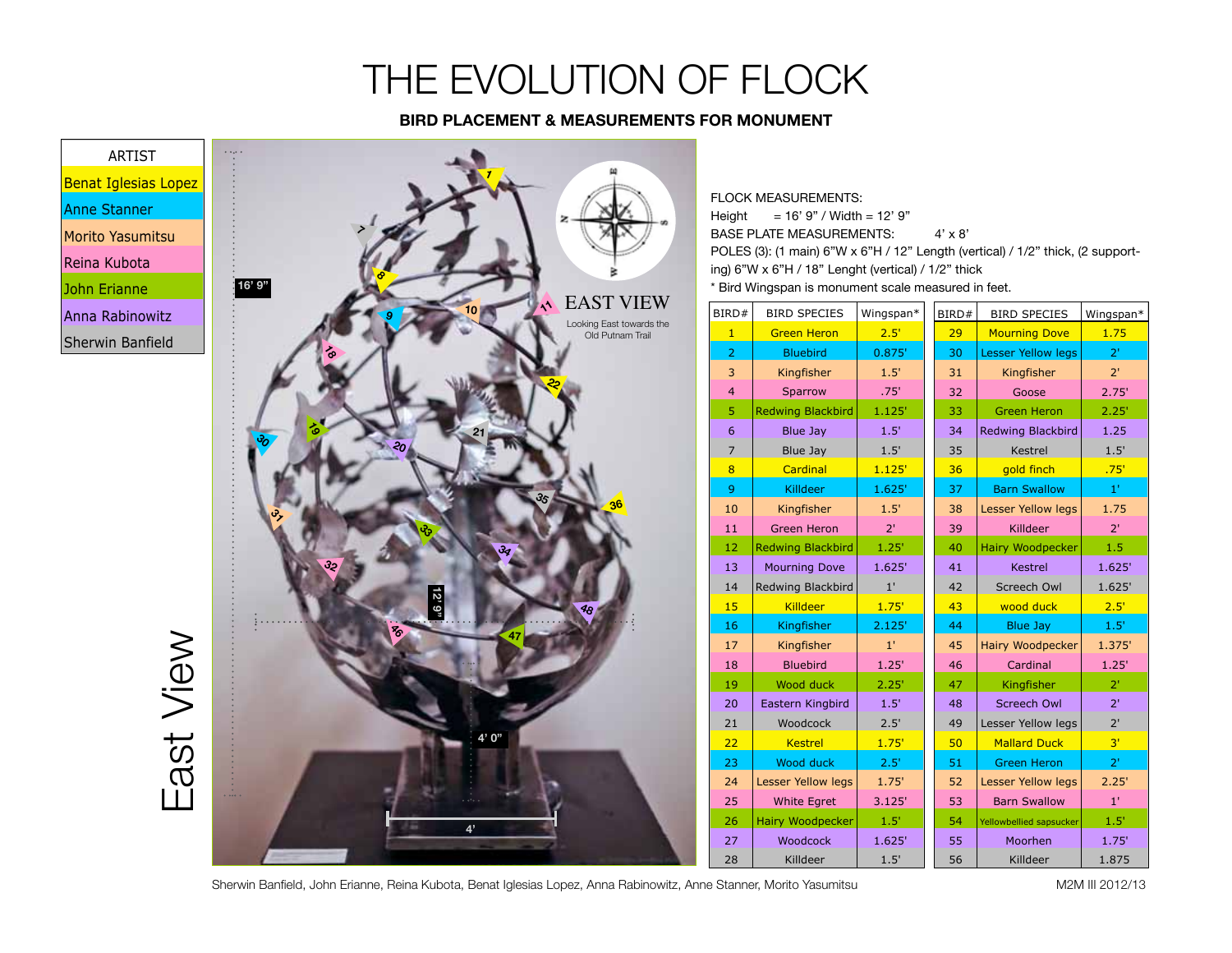# THE EVOLUTION OF FLOCK

**BIRD PLACEMENT & MEASUREMENTS FOR MONUMENT**

| ARTIST |
|---|
| Benat Iglesias Lopez |
| Anne Stanner |
| Morito Yasumitsu |
| Reina Kubota |
| John Erianne |
| Anna Rabinowitz |
| Sherwin Banfield |

East View

EAST VIEW

Looking East towards the Old Putnam Trail

16' 9"

12' 9"

4' 0"

4'

FLOCK MEASUREMENTS:
Height = 16' 9" / Width = 12' 9"
BASE PLATE MEASUREMENTS: 4' x 8'
POLES (3): (1 main) 6"W x 6"H / 12" Length (vertical) / 1/2" thick, (2 supporting) 6"W x 6"H / 18" Lenght (vertical) / 1/2" thick
* Bird Wingspan is monument scale measured in feet.

| BIRD# | BIRD SPECIES | Wingspan* |
|---|---|---|
| 1 | Green Heron | 2.5' |
| 2 | Bluebird | 0.875' |
| 3 | Kingfisher | 1.5' |
| 4 | Sparrow | .75' |
| 5 | Redwing Blackbird | 1.125' |
| 6 | Blue Jay | 1.5' |
| 7 | Blue Jay | 1.5' |
| 8 | Cardinal | 1.125' |
| 9 | Killdeer | 1.625' |
| 10 | Kingfisher | 1.5' |
| 11 | Green Heron | 2' |
| 12 | Redwing Blackbird | 1.25' |
| 13 | Mourning Dove | 1.625' |
| 14 | Redwing Blackbird | 1' |
| 15 | Killdeer | 1.75' |
| 16 | Kingfisher | 2.125' |
| 17 | Kingfisher | 1' |
| 18 | Bluebird | 1.25' |
| 19 | Wood duck | 2.25' |
| 20 | Eastern Kingbird | 1.5' |
| 21 | Woodcock | 2.5' |
| 22 | Kestrel | 1.75' |
| 23 | Wood duck | 2.5' |
| 24 | Lesser Yellow legs | 1.75' |
| 25 | White Egret | 3.125' |
| 26 | Hairy Woodpecker | 1.5' |
| 27 | Woodcock | 1.625' |
| 28 | Killdeer | 1.5' |

| BIRD# | BIRD SPECIES | Wingspan* |
|---|---|---|
| 29 | Mourning Dove | 1.75 |
| 30 | Lesser Yellow legs | 2' |
| 31 | Kingfisher | 2' |
| 32 | Goose | 2.75' |
| 33 | Green Heron | 2.25' |
| 34 | Redwing Blackbird | 1.25 |
| 35 | Kestrel | 1.5' |
| 36 | gold finch | .75' |
| 37 | Barn Swallow | 1' |
| 38 | Lesser Yellow legs | 1.75 |
| 39 | Killdeer | 2' |
| 40 | Hairy Woodpecker | 1.5 |
| 41 | Kestrel | 1.625' |
| 42 | Screech Owl | 1.625' |
| 43 | wood duck | 2.5' |
| 44 | Blue Jay | 1.5' |
| 45 | Hairy Woodpecker | 1.375' |
| 46 | Cardinal | 1.25' |
| 47 | Kingfisher | 2' |
| 48 | Screech Owl | 2' |
| 49 | Lesser Yellow legs | 2' |
| 50 | Mallard Duck | 3' |
| 51 | Green Heron | 2' |
| 52 | Lesser Yellow legs | 2.25' |
| 53 | Barn Swallow | 1' |
| 54 | Yellowbellied sapsucker | 1.5' |
| 55 | Moorhen | 1.75' |
| 56 | Killdeer | 1.875 |

Sherwin Banfield, John Erianne, Reina Kubota, Benat Iglesias Lopez, Anna Rabinowitz, Anne Stanner, Morito Yasumitsu

M2M III 2012/13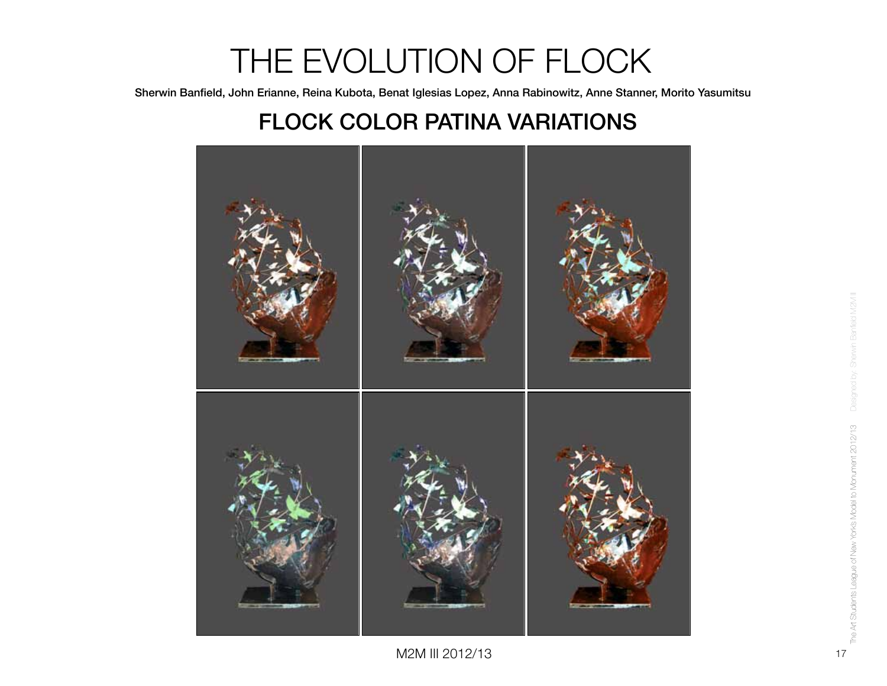# THE EVOLUTION OF FLOCK

**Sherwin Banfield, John Erianne, Reina Kubota, Benat Iglesias Lopez, Anna Rabinowitz, Anne Stanner, Morito Yasumitsu**

## FLOCK COLOR PATINA VARIATIONS

M2M III 2012/13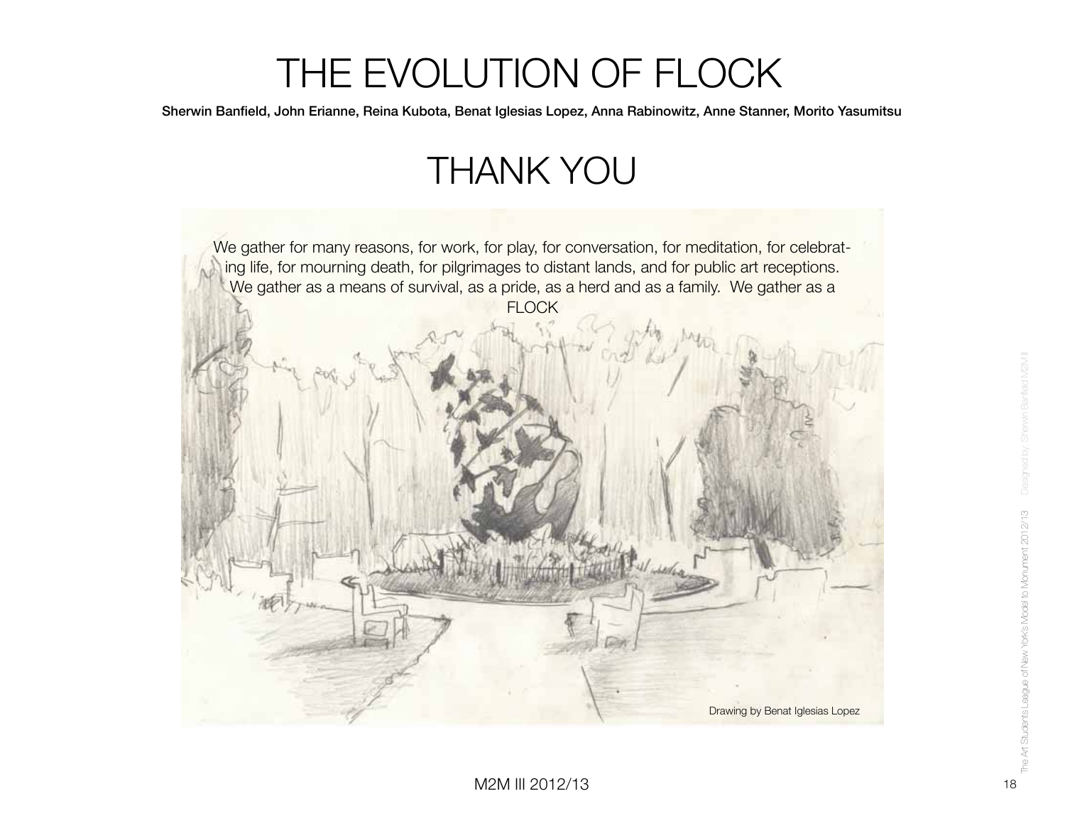# THE EVOLUTION OF FLOCK

**Sherwin Banfield, John Erianne, Reina Kubota, Benat Iglesias Lopez, Anna Rabinowitz, Anne Stanner, Morito Yasumitsu**

## THANK YOU

We gather for many reasons, for work, for play, for conversation, for meditation, for celebrating life, for mourning death, for pilgrimages to distant lands, and for public art receptions. We gather as a means of survival, as a pride, as a herd and as a family. We gather as a FLOCK

Drawing by Benat Iglesias Lopez